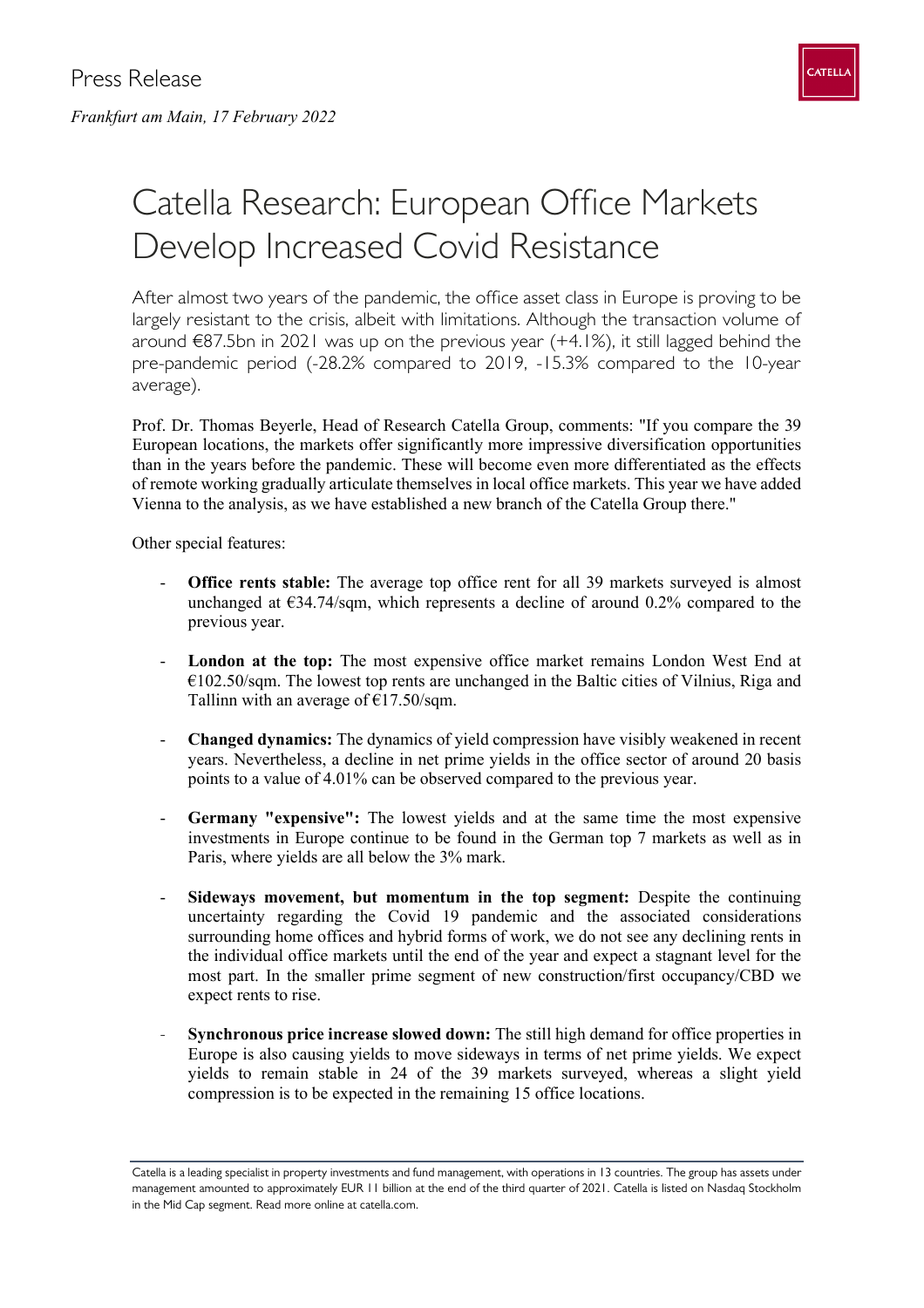Press Release

*Frankfurt am Main, 17 February 2022*

# Catella Research: European Office Markets Develop Increased Covid Resistance

After almost two years of the pandemic, the office asset class in Europe is proving to be largely resistant to the crisis, albeit with limitations. Although the transaction volume of around €87.5bn in 2021 was up on the previous year (+4.1%), it still lagged behind the pre-pandemic period (-28.2% compared to 2019, -15.3% compared to the 10-year average).

Prof. Dr. Thomas Beyerle, Head of Research Catella Group, comments: "If you compare the 39 European locations, the markets offer significantly more impressive diversification opportunities than in the years before the pandemic. These will become even more differentiated as the effects of remote working gradually articulate themselves in local office markets. This year we have added Vienna to the analysis, as we have established a new branch of the Catella Group there."

Other special features:

- **Office rents stable:** The average top office rent for all 39 markets surveyed is almost unchanged at €34.74/sqm, which represents a decline of around 0.2% compared to the previous year.
- **London at the top:** The most expensive office market remains London West End at €102.50/sqm. The lowest top rents are unchanged in the Baltic cities of Vilnius, Riga and Tallinn with an average of €17.50/sqm.
- **Changed dynamics:** The dynamics of yield compression have visibly weakened in recent years. Nevertheless, a decline in net prime yields in the office sector of around 20 basis points to a value of 4.01% can be observed compared to the previous year.
- **Germany "expensive":** The lowest yields and at the same time the most expensive investments in Europe continue to be found in the German top 7 markets as well as in Paris, where yields are all below the 3% mark.
- **Sideways movement, but momentum in the top segment:** Despite the continuing uncertainty regarding the Covid 19 pandemic and the associated considerations surrounding home offices and hybrid forms of work, we do not see any declining rents in the individual office markets until the end of the year and expect a stagnant level for the most part. In the smaller prime segment of new construction/first occupancy/CBD we expect rents to rise.
- **Synchronous price increase slowed down:** The still high demand for office properties in Europe is also causing yields to move sideways in terms of net prime yields. We expect yields to remain stable in 24 of the 39 markets surveyed, whereas a slight yield compression is to be expected in the remaining 15 office locations.

Catella is a leading specialist in property investments and fund management, with operations in 13 countries. The group has assets under management amounted to approximately EUR 11 billion at the end of the third quarter of 2021. Catella is listed on Nasdaq Stockholm in the Mid Cap segment. Read more online at catella.com.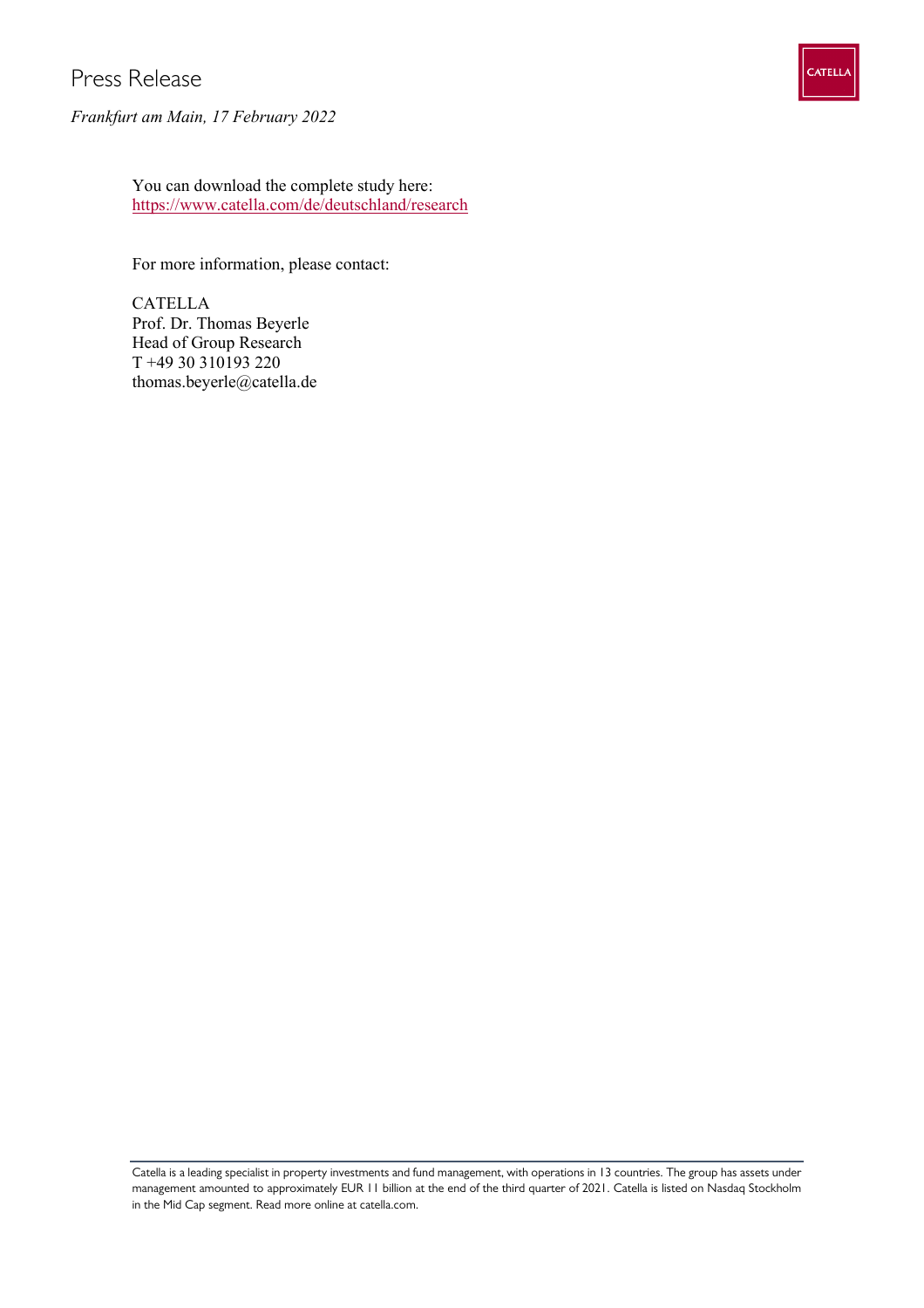You can download the complete study here:
[https://www.catella.com/de/deutschland/research](https://www.catella.com/de/deutschland/research)

For more information, please contact:

CATELLA
Prof. Dr. Thomas Beyerle
Head of Group Research
T +49 30 310193 220
thomas.beyerle@catella.de

Catella is a leading specialist in property investments and fund management, with operations in 13 countries. The group has assets under management amounted to approximately EUR 11 billion at the end of the third quarter of 2021. Catella is listed on Nasdaq Stockholm in the Mid Cap segment. Read more online at catella.com.